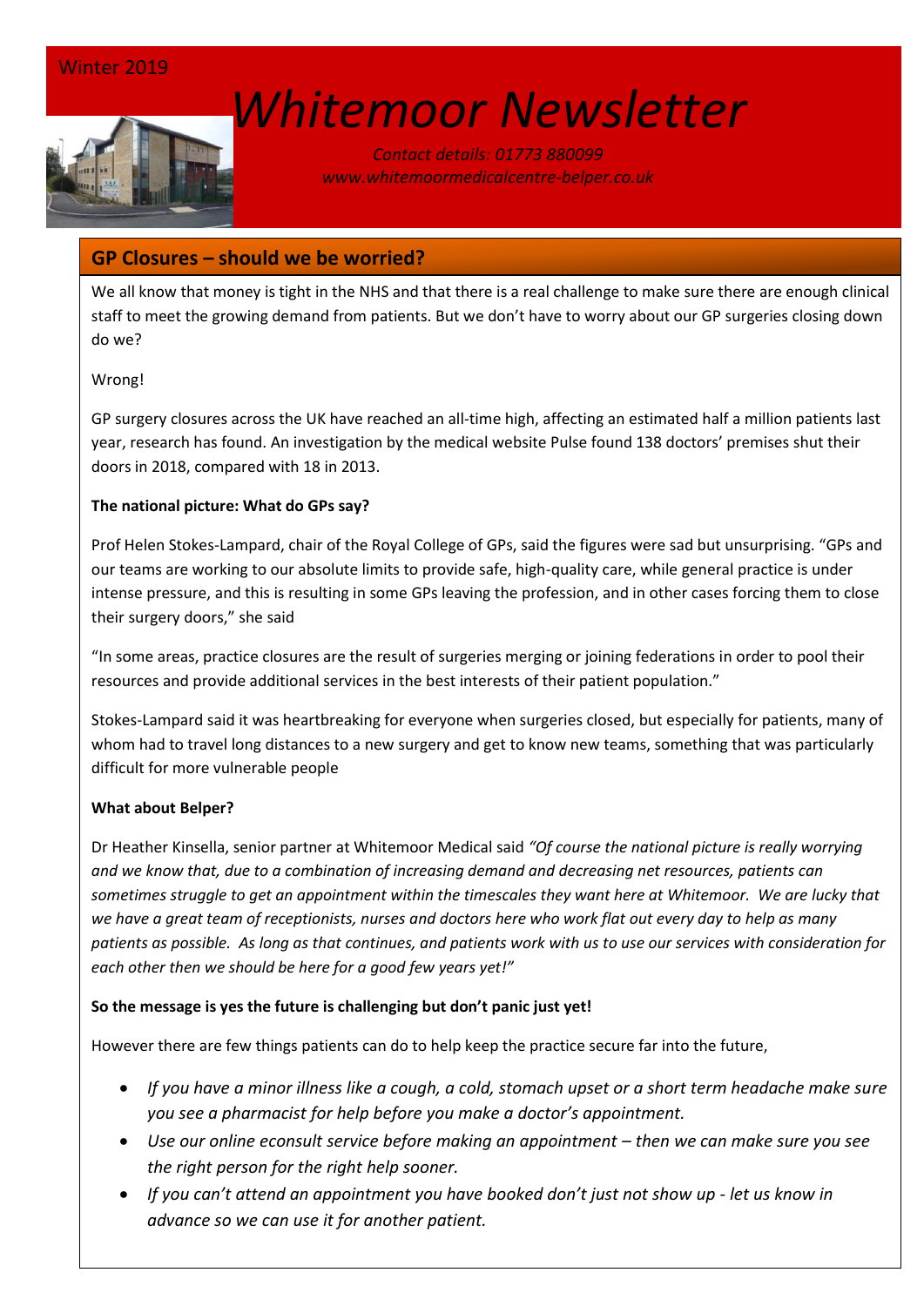Winter 2019

# *Whitemoor Newsletter*

*Contact details: 01773 880099*
*www.whitemoormedicalcentre-belper.co.uk*

## GP Closures – should we be worried?

We all know that money is tight in the NHS and that there is a real challenge to make sure there are enough clinical staff to meet the growing demand from patients. But we don't have to worry about our GP surgeries closing down do we?

Wrong!

GP surgery closures across the UK have reached an all-time high, affecting an estimated half a million patients last year, research has found. An investigation by the medical website Pulse found 138 doctors' premises shut their doors in 2018, compared with 18 in 2013.

**The national picture: What do GPs say?**

Prof Helen Stokes-Lampard, chair of the Royal College of GPs, said the figures were sad but unsurprising. "GPs and our teams are working to our absolute limits to provide safe, high-quality care, while general practice is under intense pressure, and this is resulting in some GPs leaving the profession, and in other cases forcing them to close their surgery doors," she said

"In some areas, practice closures are the result of surgeries merging or joining federations in order to pool their resources and provide additional services in the best interests of their patient population."

Stokes-Lampard said it was heartbreaking for everyone when surgeries closed, but especially for patients, many of whom had to travel long distances to a new surgery and get to know new teams, something that was particularly difficult for more vulnerable people

**What about Belper?**

Dr Heather Kinsella, senior partner at Whitemoor Medical said *"Of course the national picture is really worrying and we know that, due to a combination of increasing demand and decreasing net resources, patients can sometimes struggle to get an appointment within the timescales they want here at Whitemoor. We are lucky that we have a great team of receptionists, nurses and doctors here who work flat out every day to help as many patients as possible. As long as that continues, and patients work with us to use our services with consideration for each other then we should be here for a good few years yet!"*

**So the message is yes the future is challenging but don't panic just yet!**

However there are few things patients can do to help keep the practice secure far into the future,

- *If you have a minor illness like a cough, a cold, stomach upset or a short term headache make sure you see a pharmacist for help before you make a doctor's appointment.*
- *Use our online econsult service before making an appointment – then we can make sure you see the right person for the right help sooner.*
- *If you can't attend an appointment you have booked don't just not show up - let us know in advance so we can use it for another patient.*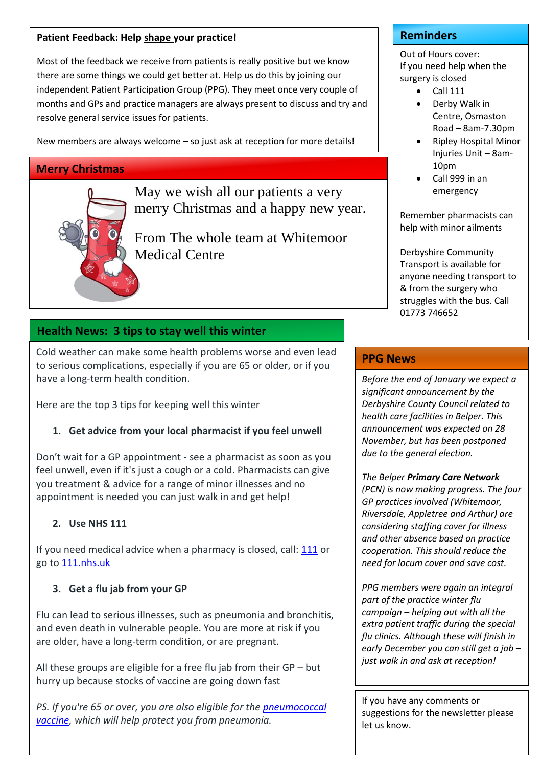**Patient Feedback: Help shape your practice!**

Most of the feedback we receive from patients is really positive but we know there are some things we could get better at. Help us do this by joining our independent Patient Participation Group (PPG). They meet once very couple of months and GPs and practice managers are always present to discuss and try and resolve general service issues for patients.

New members are always welcome – so just ask at reception for more details!

## Merry Christmas

May we wish all our patients a very merry Christmas and a happy new year.

From The whole team at Whitemoor Medical Centre

## Health News: 3 tips to stay well this winter

Cold weather can make some health problems worse and even lead to serious complications, especially if you are 65 or older, or if you have a long-term health condition.

Here are the top 3 tips for keeping well this winter

1. **Get advice from your local pharmacist if you feel unwell**

Don't wait for a GP appointment - see a pharmacist as soon as you feel unwell, even if it's just a cough or a cold. Pharmacists can give you treatment & advice for a range of minor illnesses and no appointment is needed you can just walk in and get help!

2. **Use NHS 111**

If you need medical advice when a pharmacy is closed, call: 111 or go to 111.nhs.uk

3. **Get a flu jab from your GP**

Flu can lead to serious illnesses, such as pneumonia and bronchitis, and even death in vulnerable people. You are more at risk if you are older, have a long-term condition, or are pregnant.

All these groups are eligible for a free flu jab from their GP – but hurry up because stocks of vaccine are going down fast

*PS. If you're 65 or over, you are also eligible for the pneumococcal vaccine, which will help protect you from pneumonia.*

## Reminders

Out of Hours cover:
If you need help when the surgery is closed

- Call 111
- Derby Walk in Centre, Osmaston Road – 8am-7.30pm
- Ripley Hospital Minor Injuries Unit – 8am-10pm
- Call 999 in an emergency

Remember pharmacists can help with minor ailments

Derbyshire Community Transport is available for anyone needing transport to & from the surgery who struggles with the bus. Call 01773 746652

## PPG News

*Before the end of January we expect a significant announcement by the Derbyshire County Council related to health care facilities in Belper. This announcement was expected on 28 November, but has been postponed due to the general election.*

*The Belper **Primary Care Network** (PCN) is now making progress. The four GP practices involved (Whitemoor, Riversdale, Appletree and Arthur) are considering staffing cover for illness and other absence based on practice cooperation. This should reduce the need for locum cover and save cost.*

*PPG members were again an integral part of the practice winter flu campaign – helping out with all the extra patient traffic during the special flu clinics. Although these will finish in early December you can still get a jab – just walk in and ask at reception!*

If you have any comments or suggestions for the newsletter please let us know.